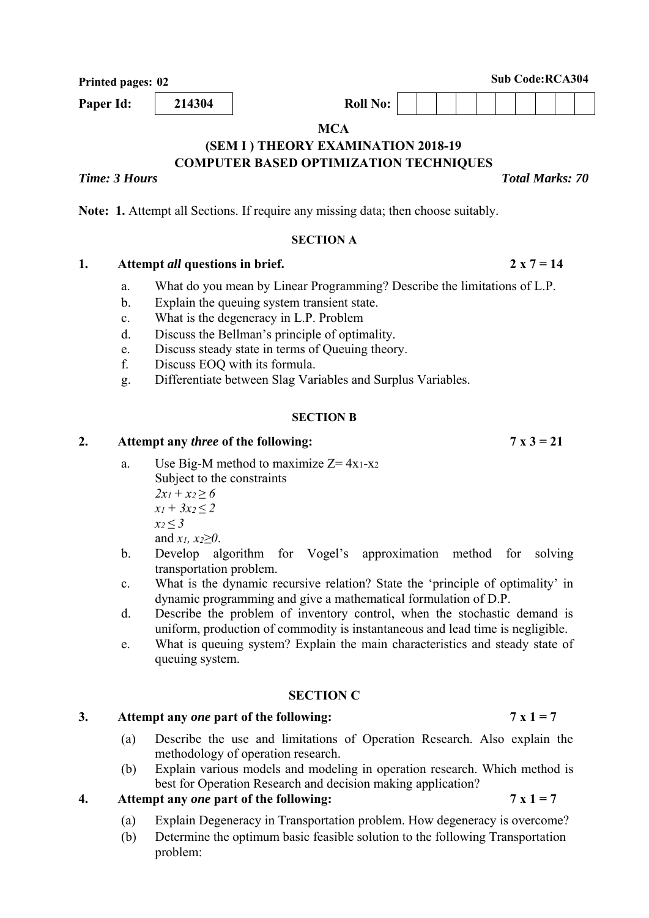**Printed pages: 02** **Sub Code:RCA304**

**Paper Id:** 214304 **Roll No:**

**MCA**

**(SEM I ) THEORY EXAMINATION 2018-19**

**COMPUTER BASED OPTIMIZATION TECHNIQUES**

***Time: 3 Hours*** ***Total Marks: 70***

**Note: 1.** Attempt all Sections. If require any missing data; then choose suitably.

**SECTION A**

**1. Attempt *all* questions in brief. 2 x 7 = 14**

a. What do you mean by Linear Programming? Describe the limitations of L.P.

b. Explain the queuing system transient state.

c. What is the degeneracy in L.P. Problem

d. Discuss the Bellman's principle of optimality.

e. Discuss steady state in terms of Queuing theory.

f. Discuss EOQ with its formula.

g. Differentiate between Slag Variables and Surplus Variables.

**SECTION B**

**2. Attempt any *three* of the following: 7 x 3 = 21**

a. Use Big-M method to maximize $Z= 4x_1-x_2$
Subject to the constraints
$2x_1 + x_2 \geq 6$
$x_1 + 3x_2 \leq 2$
$x_2 \leq 3$
and $x_1, x_2 \geq 0$.

b. Develop algorithm for Vogel's approximation method for solving transportation problem.

c. What is the dynamic recursive relation? State the 'principle of optimality' in dynamic programming and give a mathematical formulation of D.P.

d. Describe the problem of inventory control, when the stochastic demand is uniform, production of commodity is instantaneous and lead time is negligible.

e. What is queuing system? Explain the main characteristics and steady state of queuing system.

**SECTION C**

**3. Attempt any *one* part of the following: 7 x 1 = 7**

(a) Describe the use and limitations of Operation Research. Also explain the methodology of operation research.

(b) Explain various models and modeling in operation research. Which method is best for Operation Research and decision making application?

**4. Attempt any *one* part of the following: 7 x 1 = 7**

(a) Explain Degeneracy in Transportation problem. How degeneracy is overcome?

(b) Determine the optimum basic feasible solution to the following Transportation problem: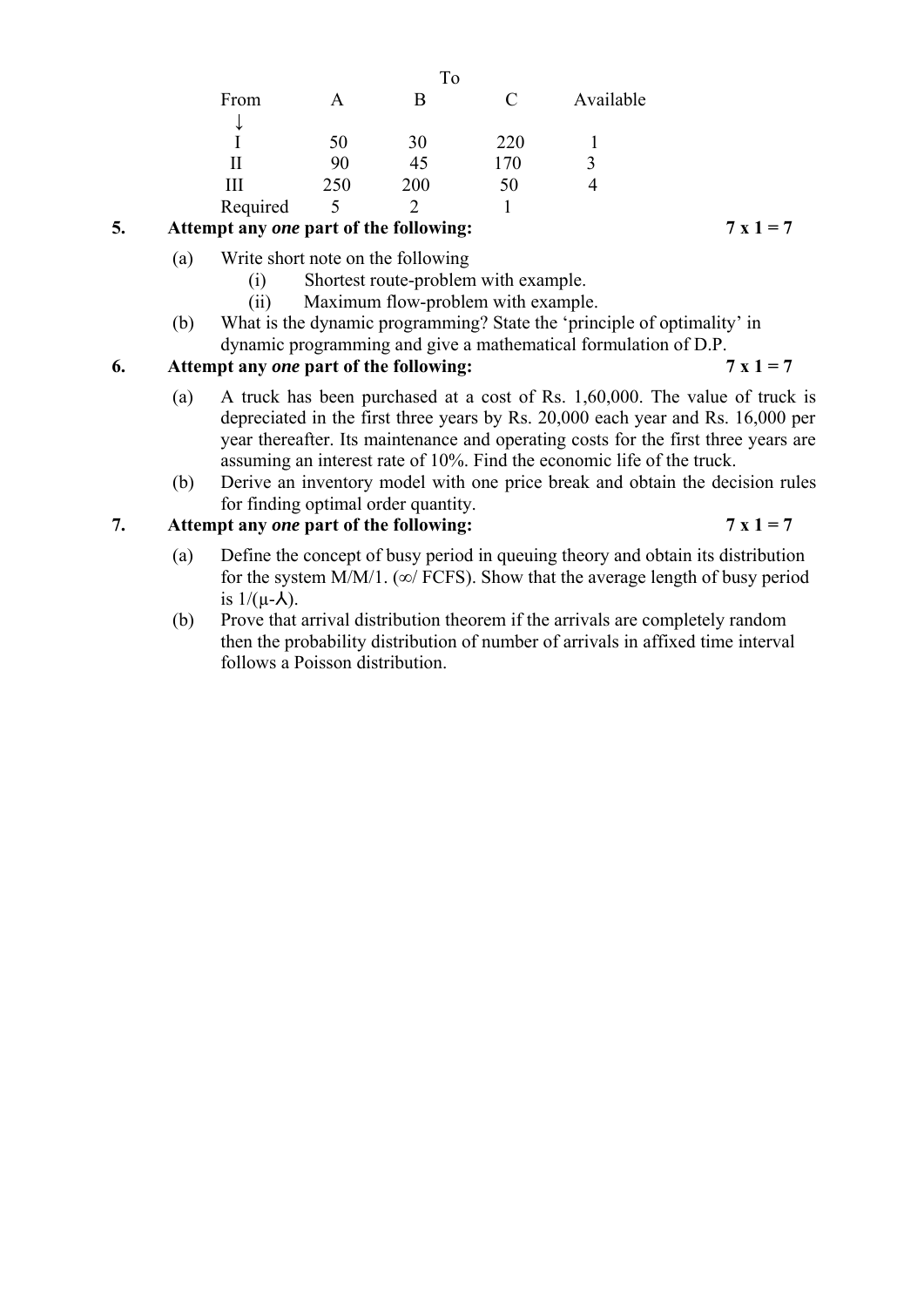| | | To | | |
|---|---|---|---|---|
| From ↓ | A | B | C | Available |
| I | 50 | 30 | 220 | 1 |
| II | 90 | 45 | 170 | 3 |
| III | 250 | 200 | 50 | 4 |
| Required | 5 | 2 | 1 | |

**5. Attempt any *one* part of the following: 7 x 1 = 7**

(a) Write short note on the following

  (i) Shortest route-problem with example.

  (ii) Maximum flow-problem with example.

(b) What is the dynamic programming? State the 'principle of optimality' in dynamic programming and give a mathematical formulation of D.P.

**6. Attempt any *one* part of the following: 7 x 1 = 7**

(a) A truck has been purchased at a cost of Rs. 1,60,000. The value of truck is depreciated in the first three years by Rs. 20,000 each year and Rs. 16,000 per year thereafter. Its maintenance and operating costs for the first three years are assuming an interest rate of 10%. Find the economic life of the truck.

(b) Derive an inventory model with one price break and obtain the decision rules for finding optimal order quantity.

**7. Attempt any *one* part of the following: 7 x 1 = 7**

(a) Define the concept of busy period in queuing theory and obtain its distribution for the system M/M/1. (∞/ FCFS). Show that the average length of busy period is $1/(\mu-\lambda)$.

(b) Prove that arrival distribution theorem if the arrivals are completely random then the probability distribution of number of arrivals in affixed time interval follows a Poisson distribution.